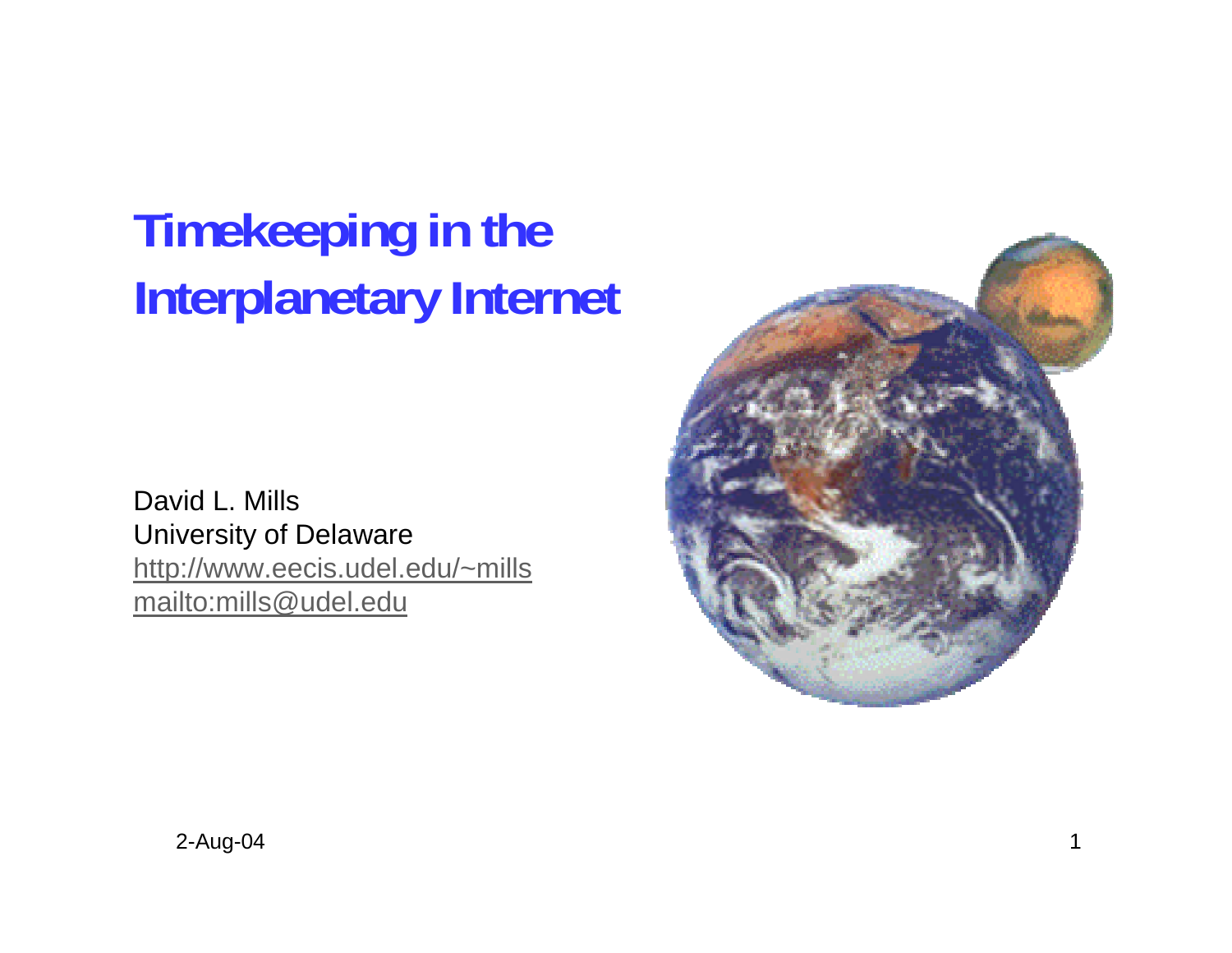# Timekeeping in the Interplanetary Internet

David L. Mills
University of Delaware
http://www.eecis.udel.edu/~mills
mailto:mills@udel.edu

2-Aug-04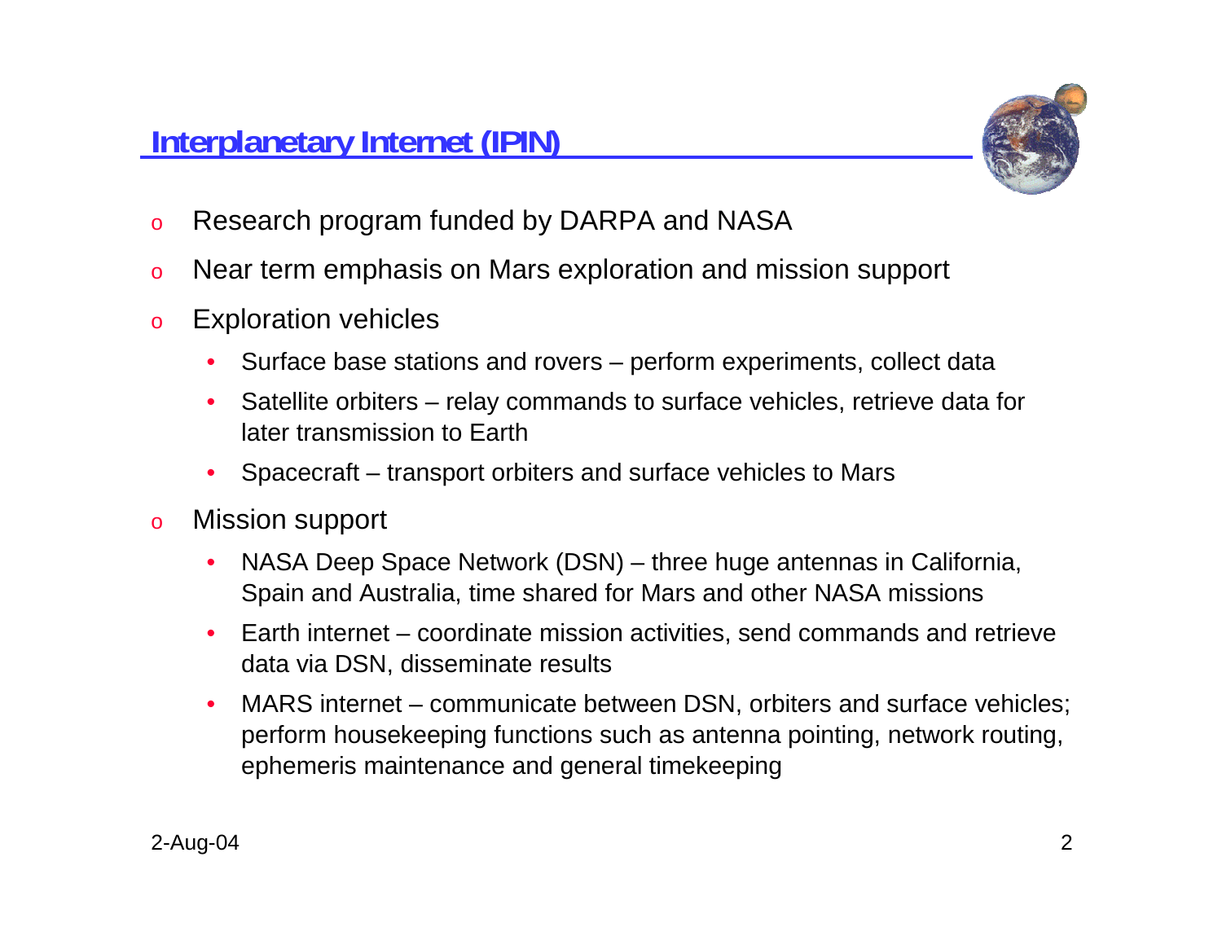## Interplanetary Internet (IPIN)

- Research program funded by DARPA and NASA
- Near term emphasis on Mars exploration and mission support
- Exploration vehicles
  - Surface base stations and rovers – perform experiments, collect data
  - Satellite orbiters – relay commands to surface vehicles, retrieve data for later transmission to Earth
  - Spacecraft – transport orbiters and surface vehicles to Mars
- Mission support
  - NASA Deep Space Network (DSN) – three huge antennas in California, Spain and Australia, time shared for Mars and other NASA missions
  - Earth internet – coordinate mission activities, send commands and retrieve data via DSN, disseminate results
  - MARS internet – communicate between DSN, orbiters and surface vehicles; perform housekeeping functions such as antenna pointing, network routing, ephemeris maintenance and general timekeeping

2-Aug-04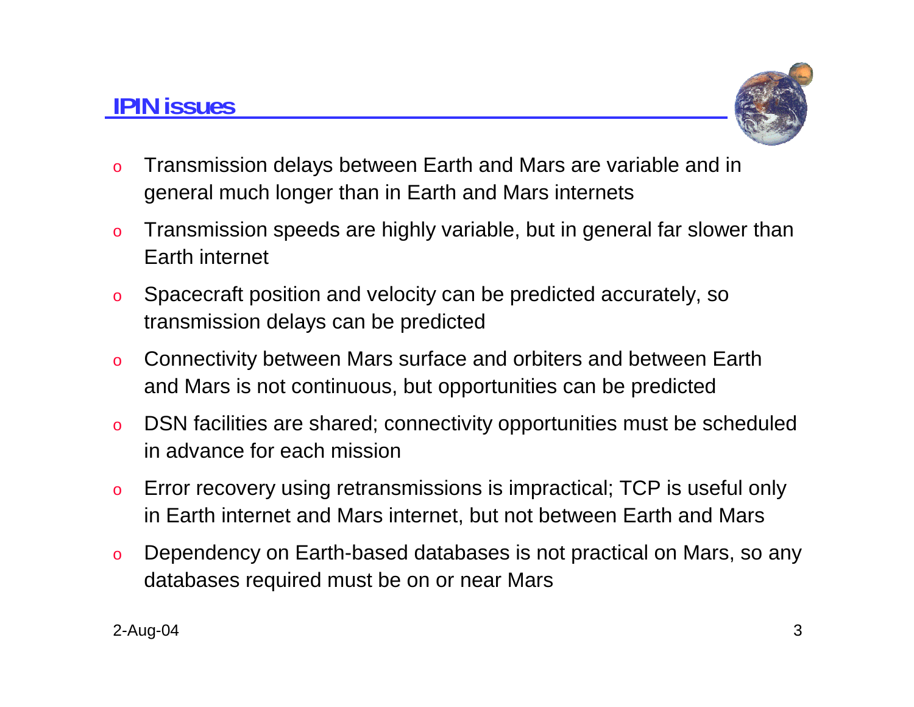## IPIN issues

- Transmission delays between Earth and Mars are variable and in general much longer than in Earth and Mars internets
- Transmission speeds are highly variable, but in general far slower than Earth internet
- Spacecraft position and velocity can be predicted accurately, so transmission delays can be predicted
- Connectivity between Mars surface and orbiters and between Earth and Mars is not continuous, but opportunities can be predicted
- DSN facilities are shared; connectivity opportunities must be scheduled in advance for each mission
- Error recovery using retransmissions is impractical; TCP is useful only in Earth internet and Mars internet, but not between Earth and Mars
- Dependency on Earth-based databases is not practical on Mars, so any databases required must be on or near Mars

2-Aug-04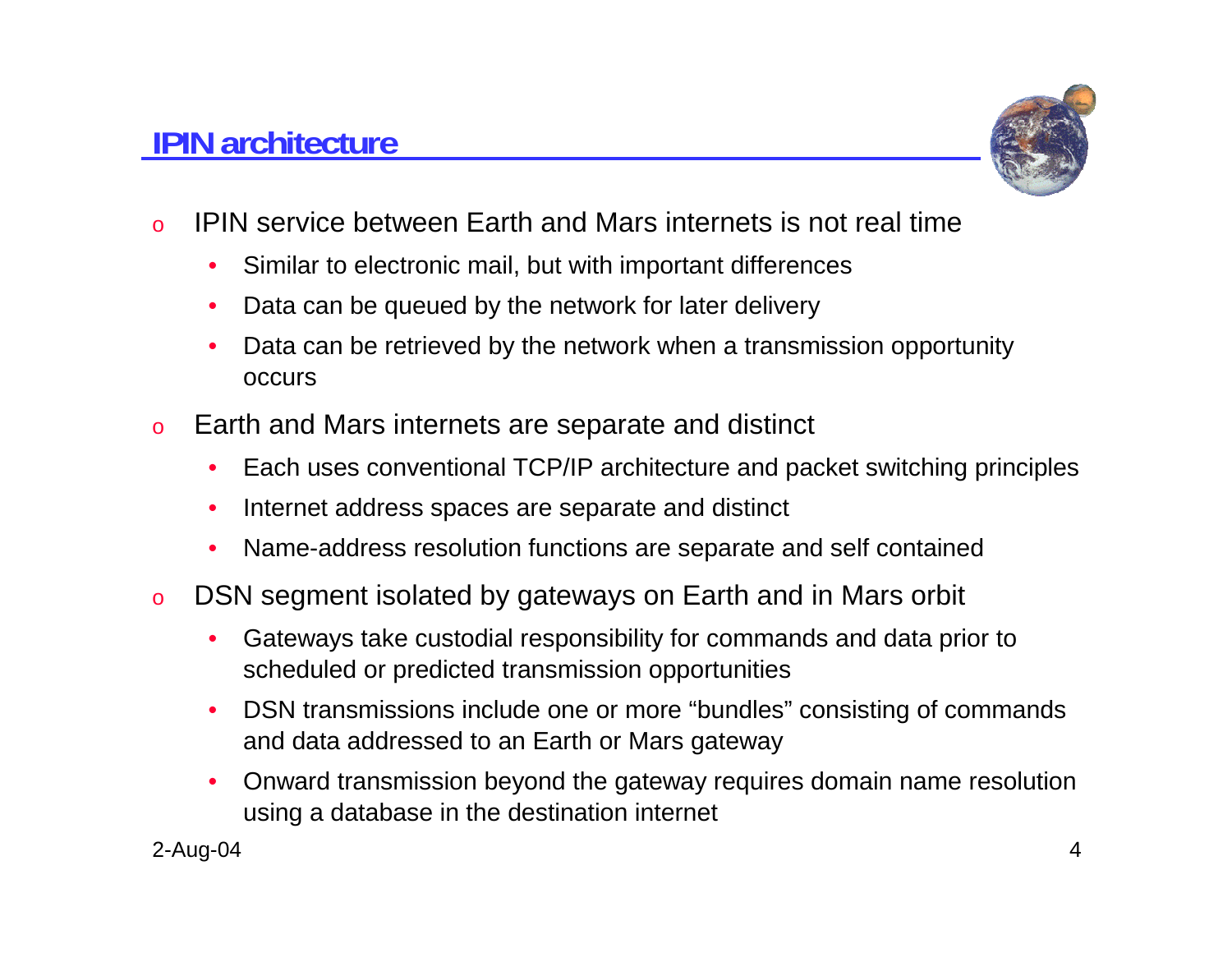## IPIN architecture

- IPIN service between Earth and Mars internets is not real time
  - Similar to electronic mail, but with important differences
  - Data can be queued by the network for later delivery
  - Data can be retrieved by the network when a transmission opportunity occurs
- Earth and Mars internets are separate and distinct
  - Each uses conventional TCP/IP architecture and packet switching principles
  - Internet address spaces are separate and distinct
  - Name-address resolution functions are separate and self contained
- DSN segment isolated by gateways on Earth and in Mars orbit
  - Gateways take custodial responsibility for commands and data prior to scheduled or predicted transmission opportunities
  - DSN transmissions include one or more "bundles" consisting of commands and data addressed to an Earth or Mars gateway
  - Onward transmission beyond the gateway requires domain name resolution using a database in the destination internet

2-Aug-04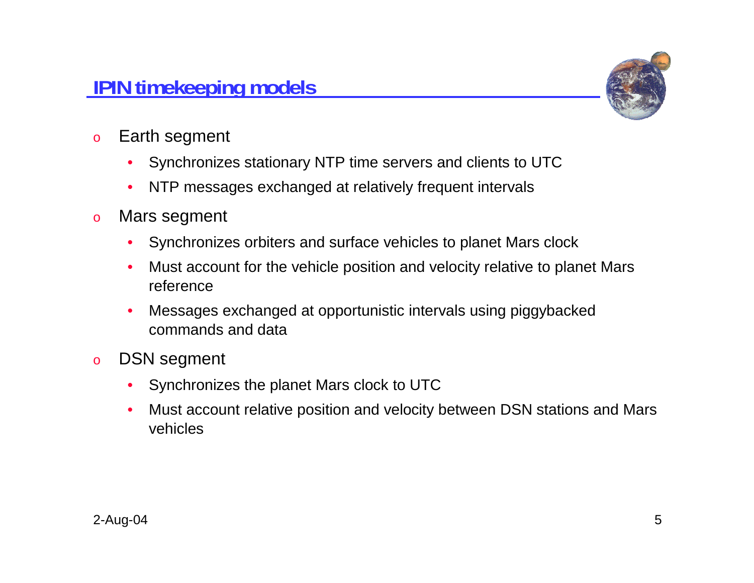## IPIN timekeeping models

- Earth segment
  - Synchronizes stationary NTP time servers and clients to UTC
  - NTP messages exchanged at relatively frequent intervals
- Mars segment
  - Synchronizes orbiters and surface vehicles to planet Mars clock
  - Must account for the vehicle position and velocity relative to planet Mars reference
  - Messages exchanged at opportunistic intervals using piggybacked commands and data
- DSN segment
  - Synchronizes the planet Mars clock to UTC
  - Must account relative position and velocity between DSN stations and Mars vehicles

2-Aug-04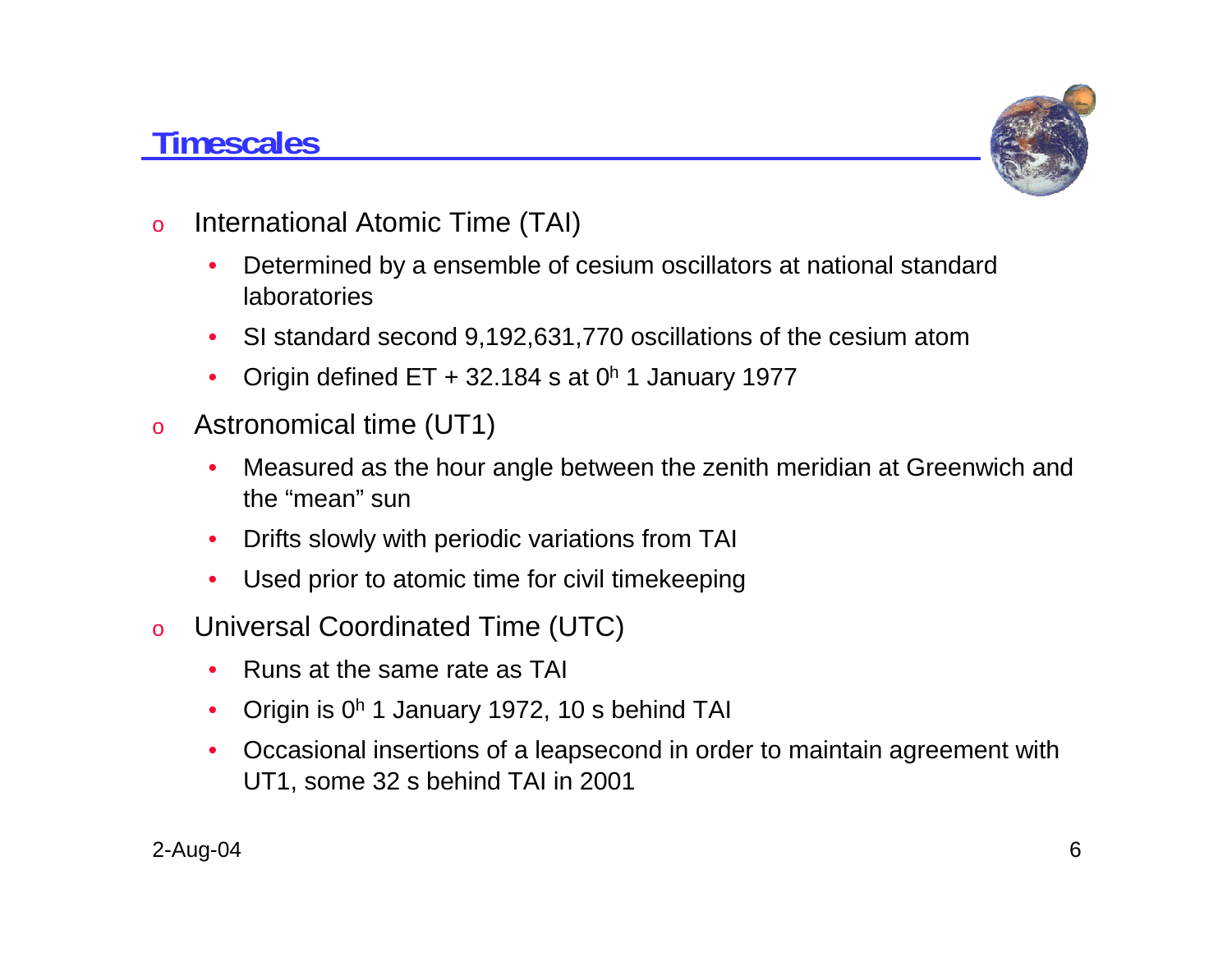## Timescales

- International Atomic Time (TAI)
  - Determined by a ensemble of cesium oscillators at national standard laboratories
  - SI standard second 9,192,631,770 oscillations of the cesium atom
  - Origin defined ET + 32.184 s at $0^h$ 1 January 1977
- Astronomical time (UT1)
  - Measured as the hour angle between the zenith meridian at Greenwich and the “mean” sun
  - Drifts slowly with periodic variations from TAI
  - Used prior to atomic time for civil timekeeping
- Universal Coordinated Time (UTC)
  - Runs at the same rate as TAI
  - Origin is $0^h$ 1 January 1972, 10 s behind TAI
  - Occasional insertions of a leapsecond in order to maintain agreement with UT1, some 32 s behind TAI in 2001

2-Aug-04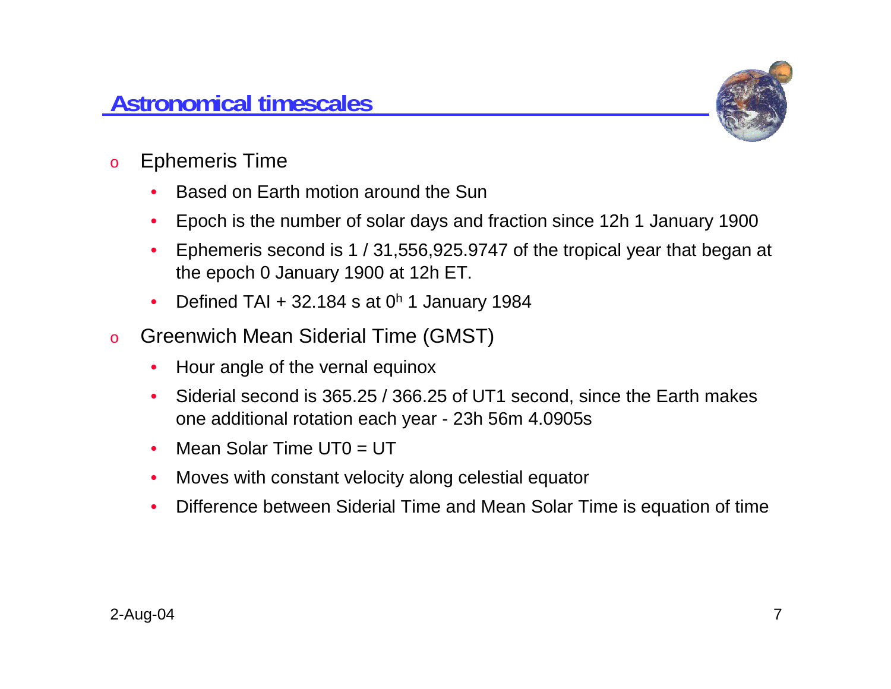## Astronomical timescales

- Ephemeris Time
  - Based on Earth motion around the Sun
  - Epoch is the number of solar days and fraction since 12h 1 January 1900
  - Ephemeris second is 1 / 31,556,925.9747 of the tropical year that began at the epoch 0 January 1900 at 12h ET.
  - Defined TAI + 32.184 s at $0^h$ 1 January 1984
- Greenwich Mean Siderial Time (GMST)
  - Hour angle of the vernal equinox
  - Siderial second is 365.25 / 366.25 of UT1 second, since the Earth makes one additional rotation each year - 23h 56m 4.0905s
  - Mean Solar Time UT0 = UT
  - Moves with constant velocity along celestial equator
  - Difference between Siderial Time and Mean Solar Time is equation of time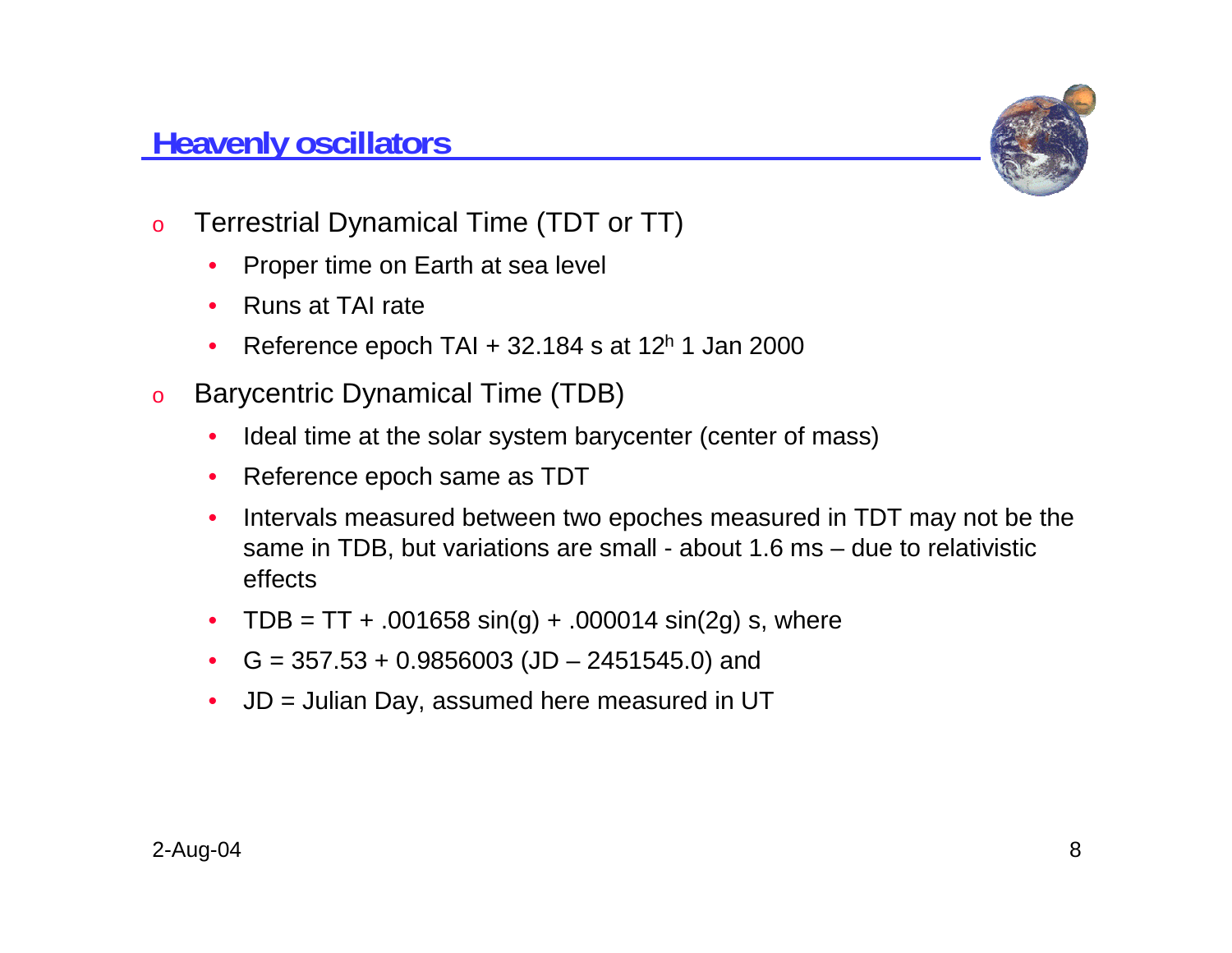## Heavenly oscillators

- Terrestrial Dynamical Time (TDT or TT)
  - Proper time on Earth at sea level
  - Runs at TAI rate
  - Reference epoch TAI + 32.184 s at $12^h$ 1 Jan 2000
- Barycentric Dynamical Time (TDB)
  - Ideal time at the solar system barycenter (center of mass)
  - Reference epoch same as TDT
  - Intervals measured between two epoches measured in TDT may not be the same in TDB, but variations are small - about 1.6 ms – due to relativistic effects
  - TDB = TT + .001658 sin(g) + .000014 sin(2g) s, where
  - G = 357.53 + 0.9856003 (JD – 2451545.0) and
  - JD = Julian Day, assumed here measured in UT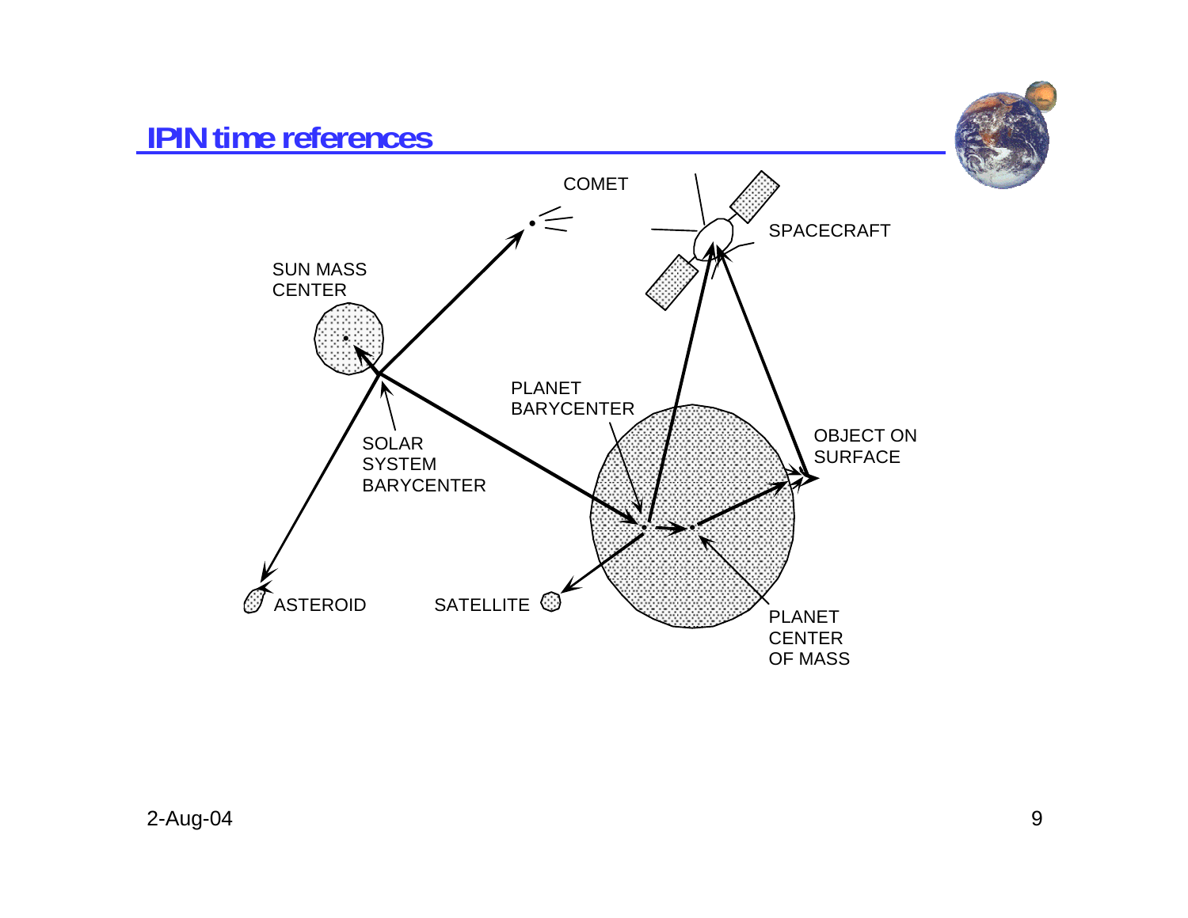# IPIN time references

COMET

SPACECRAFT

SUN MASS CENTER

PLANET BARYCENTER

SOLAR SYSTEM BARYCENTER

OBJECT ON SURFACE

ASTEROID

SATELLITE

PLANET CENTER OF MASS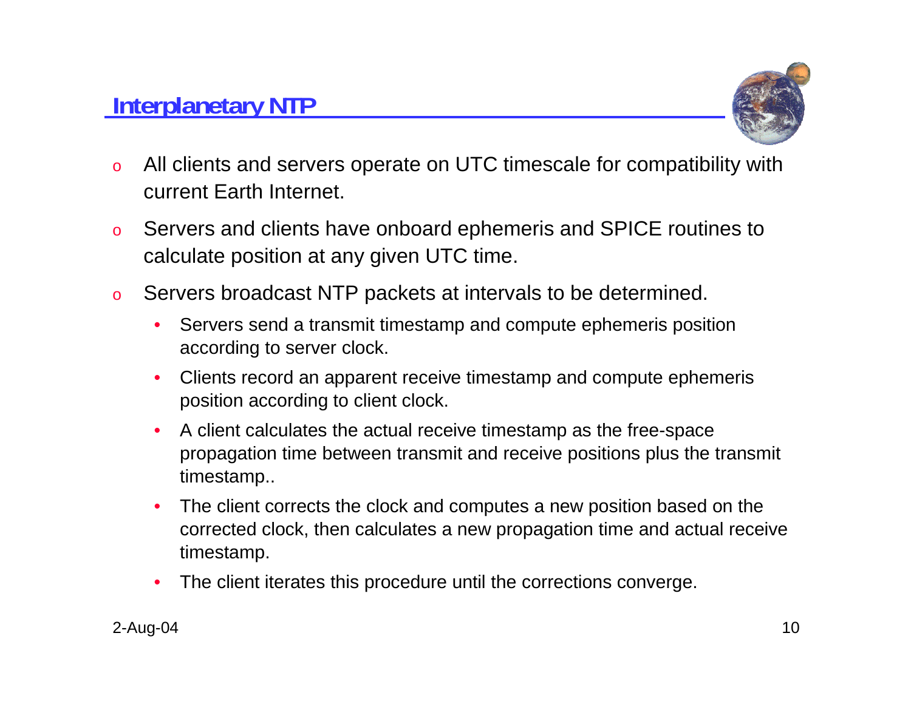## Interplanetary NTP

- All clients and servers operate on UTC timescale for compatibility with current Earth Internet.
- Servers and clients have onboard ephemeris and SPICE routines to calculate position at any given UTC time.
- Servers broadcast NTP packets at intervals to be determined.
  - Servers send a transmit timestamp and compute ephemeris position according to server clock.
  - Clients record an apparent receive timestamp and compute ephemeris position according to client clock.
  - A client calculates the actual receive timestamp as the free-space propagation time between transmit and receive positions plus the transmit timestamp..
  - The client corrects the clock and computes a new position based on the corrected clock, then calculates a new propagation time and actual receive timestamp.
  - The client iterates this procedure until the corrections converge.

2-Aug-04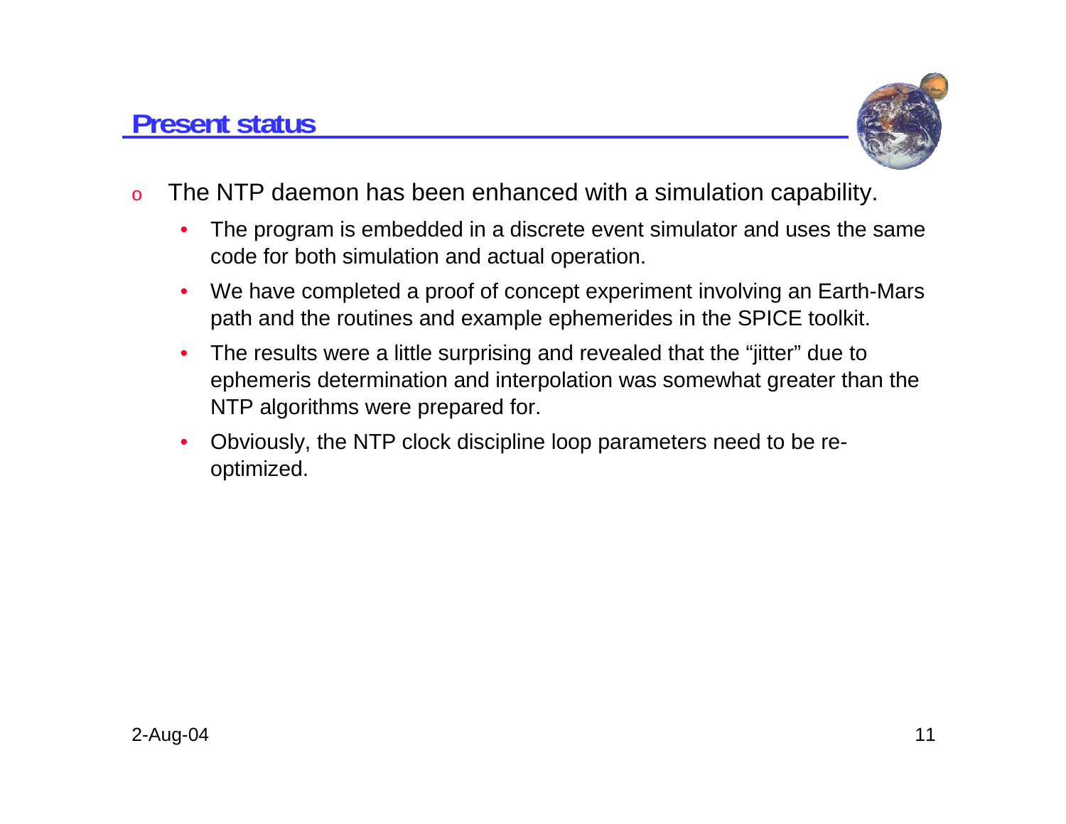## Present status

- The NTP daemon has been enhanced with a simulation capability.
  - The program is embedded in a discrete event simulator and uses the same code for both simulation and actual operation.
  - We have completed a proof of concept experiment involving an Earth-Mars path and the routines and example ephemerides in the SPICE toolkit.
  - The results were a little surprising and revealed that the “jitter” due to ephemeris determination and interpolation was somewhat greater than the NTP algorithms were prepared for.
  - Obviously, the NTP clock discipline loop parameters need to be re-optimized.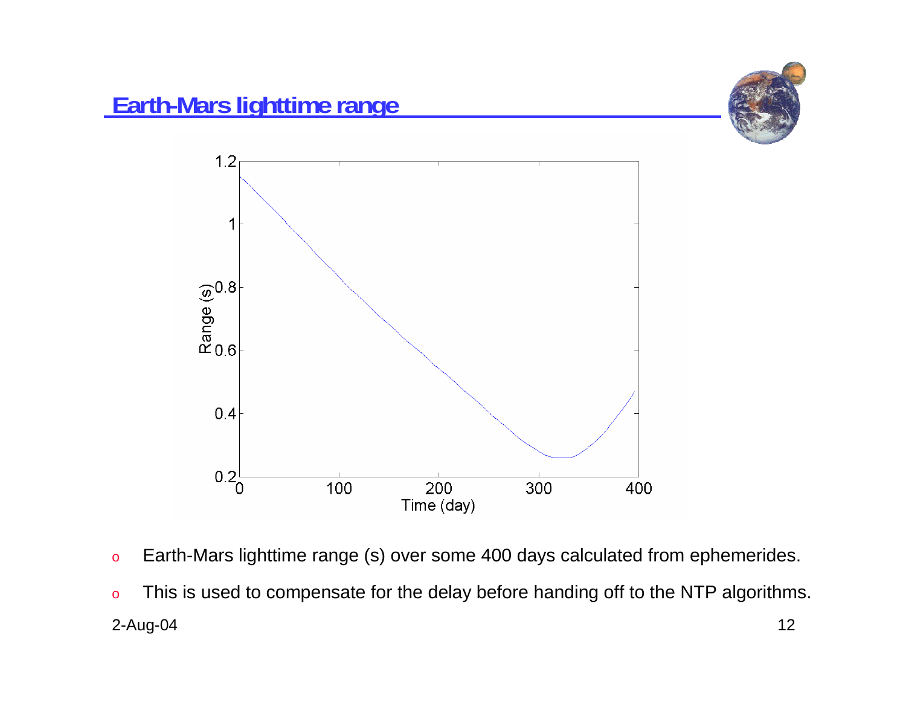## Earth-Mars lighttime range

- Earth-Mars lighttime range (s) over some 400 days calculated from ephemerides.
- This is used to compensate for the delay before handing off to the NTP algorithms.

2-Aug-04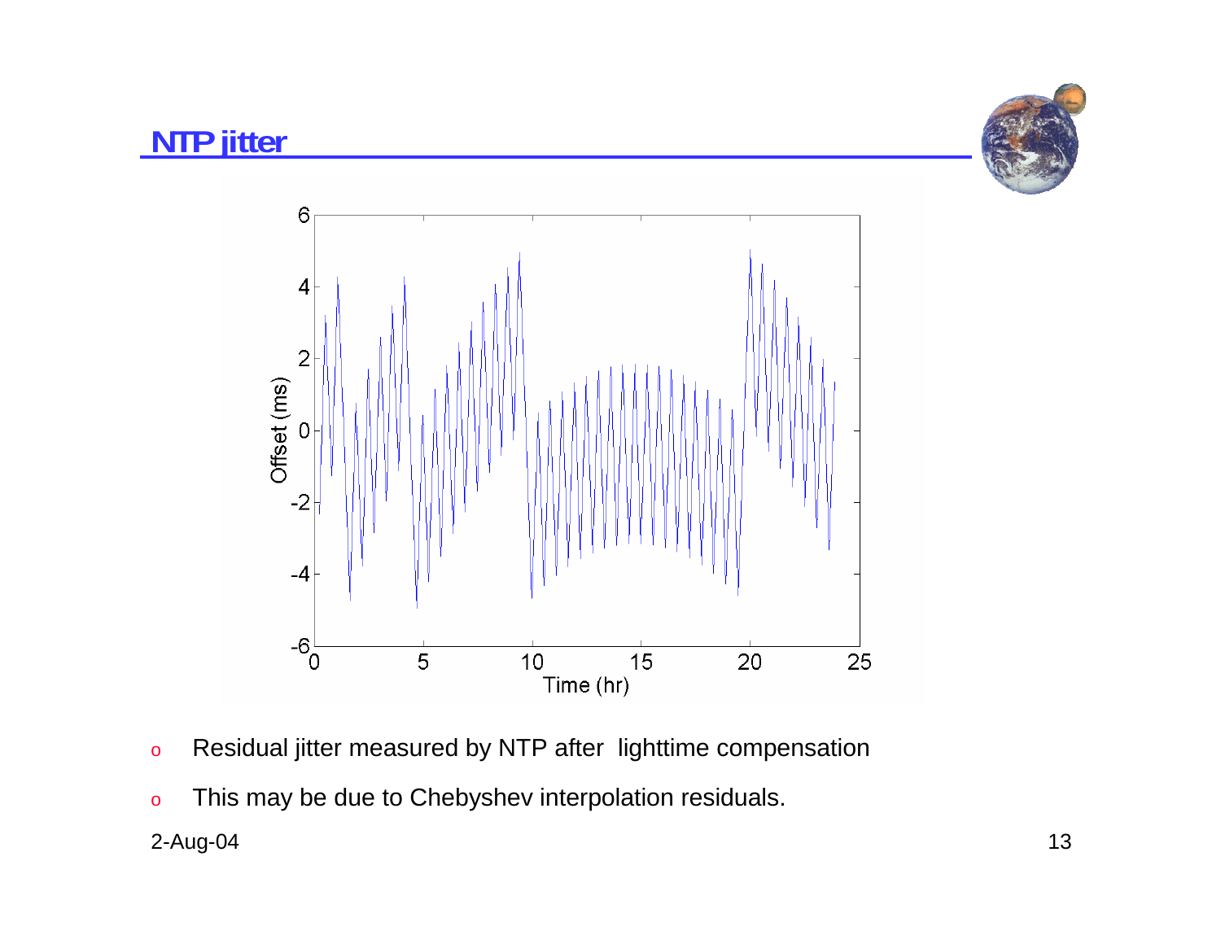## NTP jitter

- Residual jitter measured by NTP after lighttime compensation
- This may be due to Chebyshev interpolation residuals.

2-Aug-04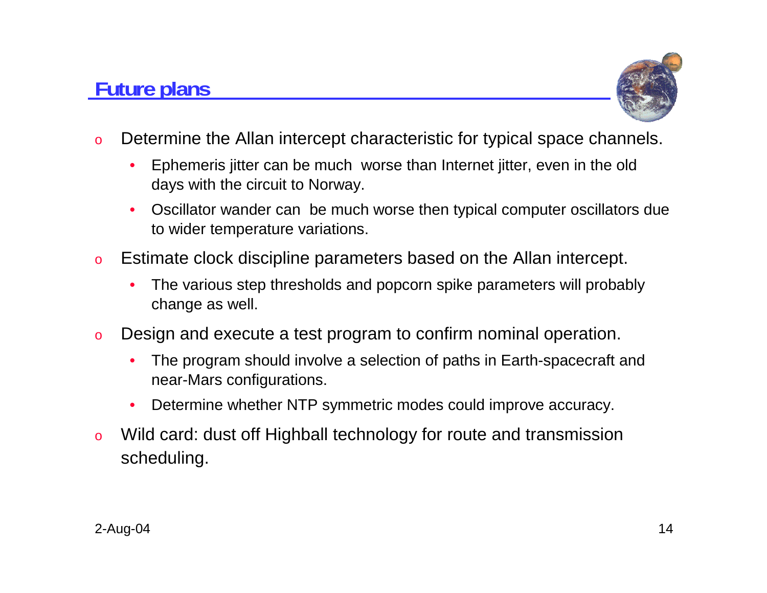## Future plans

- Determine the Allan intercept characteristic for typical space channels.
  - Ephemeris jitter can be much worse than Internet jitter, even in the old days with the circuit to Norway.
  - Oscillator wander can be much worse then typical computer oscillators due to wider temperature variations.
- Estimate clock discipline parameters based on the Allan intercept.
  - The various step thresholds and popcorn spike parameters will probably change as well.
- Design and execute a test program to confirm nominal operation.
  - The program should involve a selection of paths in Earth-spacecraft and near-Mars configurations.
  - Determine whether NTP symmetric modes could improve accuracy.
- Wild card: dust off Highball technology for route and transmission scheduling.

2-Aug-04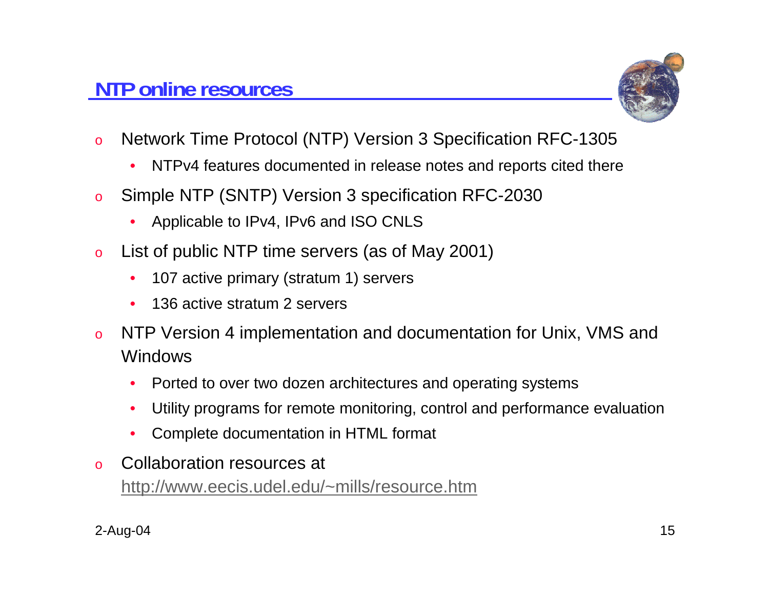## NTP online resources

- Network Time Protocol (NTP) Version 3 Specification RFC-1305
  - NTPv4 features documented in release notes and reports cited there
- Simple NTP (SNTP) Version 3 specification RFC-2030
  - Applicable to IPv4, IPv6 and ISO CNLS
- List of public NTP time servers (as of May 2001)
  - 107 active primary (stratum 1) servers
  - 136 active stratum 2 servers
- NTP Version 4 implementation and documentation for Unix, VMS and Windows
  - Ported to over two dozen architectures and operating systems
  - Utility programs for remote monitoring, control and performance evaluation
  - Complete documentation in HTML format
- Collaboration resources at http://www.eecis.udel.edu/~mills/resource.htm

2-Aug-04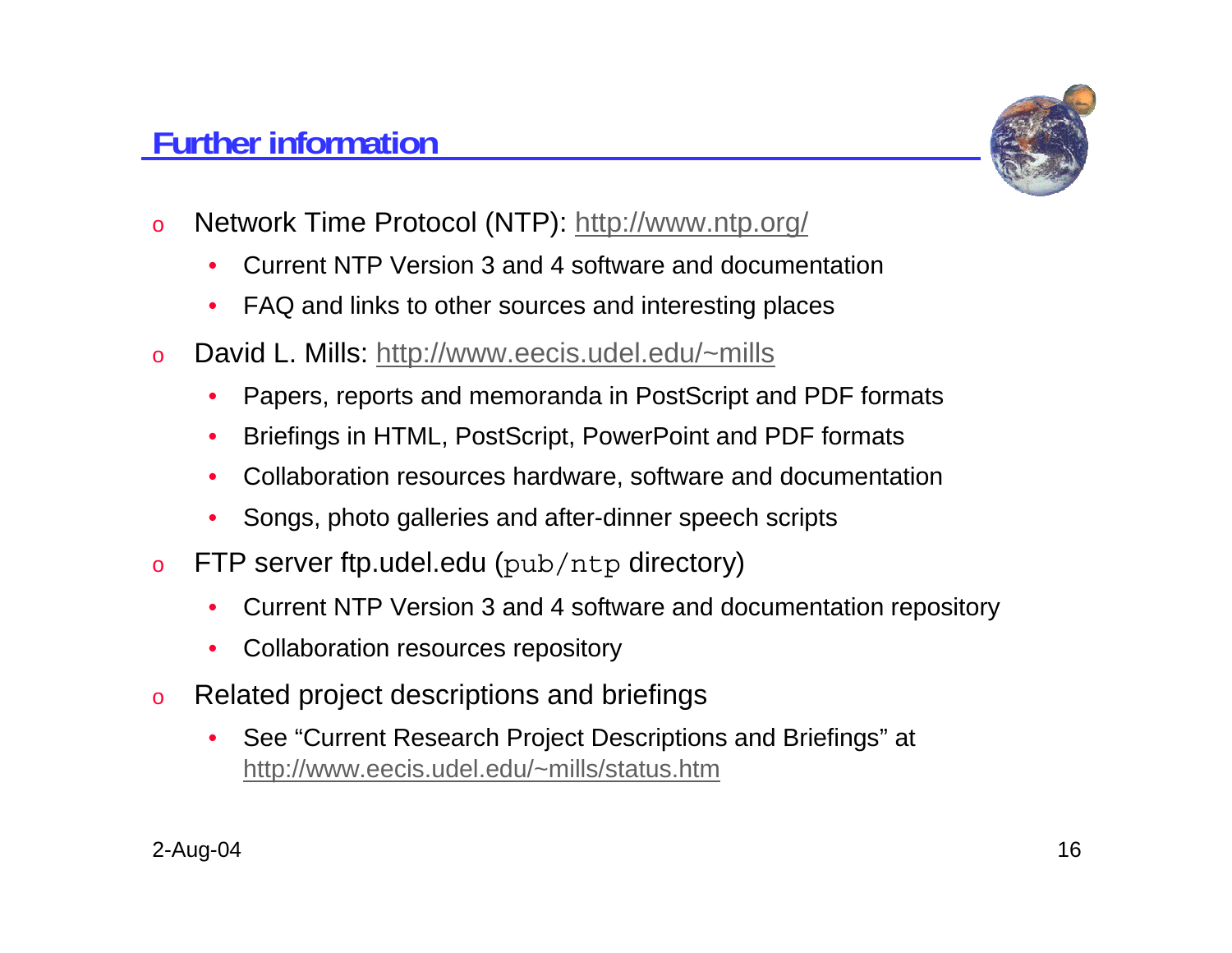## Further information

- Network Time Protocol (NTP): http://www.ntp.org/
  - Current NTP Version 3 and 4 software and documentation
  - FAQ and links to other sources and interesting places
- David L. Mills: http://www.eecis.udel.edu/~mills
  - Papers, reports and memoranda in PostScript and PDF formats
  - Briefings in HTML, PostScript, PowerPoint and PDF formats
  - Collaboration resources hardware, software and documentation
  - Songs, photo galleries and after-dinner speech scripts
- FTP server ftp.udel.edu (`pub/ntp` directory)
  - Current NTP Version 3 and 4 software and documentation repository
  - Collaboration resources repository
- Related project descriptions and briefings
  - See “Current Research Project Descriptions and Briefings” at http://www.eecis.udel.edu/~mills/status.htm

2-Aug-04